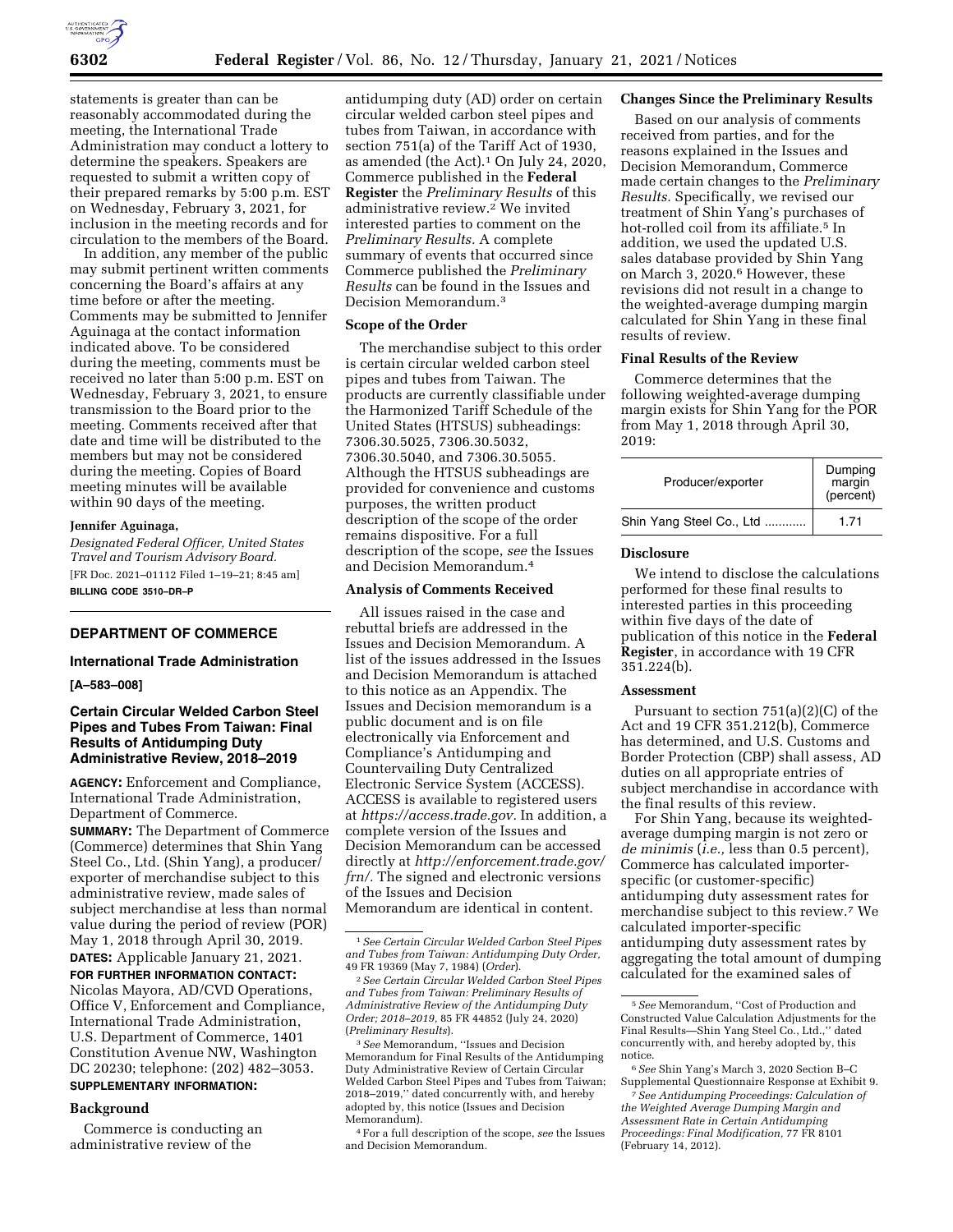statements is greater than can be reasonably accommodated during the meeting, the International Trade Administration may conduct a lottery to determine the speakers. Speakers are requested to submit a written copy of their prepared remarks by 5:00 p.m. EST on Wednesday, February 3, 2021, for inclusion in the meeting records and for circulation to the members of the Board.

In addition, any member of the public may submit pertinent written comments concerning the Board's affairs at any time before or after the meeting. Comments may be submitted to Jennifer Aguinaga at the contact information indicated above. To be considered during the meeting, comments must be received no later than 5:00 p.m. EST on Wednesday, February 3, 2021, to ensure transmission to the Board prior to the meeting. Comments received after that date and time will be distributed to the members but may not be considered during the meeting. Copies of Board meeting minutes will be available within 90 days of the meeting.

**Jennifer Aguinaga,**

*Designated Federal Officer, United States Travel and Tourism Advisory Board.*

[FR Doc. 2021–01112 Filed 1–19–21; 8:45 am]

**BILLING CODE 3510–DR–P**

## DEPARTMENT OF COMMERCE

### International Trade Administration

**[A–583–008]**

### Certain Circular Welded Carbon Steel Pipes and Tubes From Taiwan: Final Results of Antidumping Duty Administrative Review, 2018–2019

**AGENCY:** Enforcement and Compliance, International Trade Administration, Department of Commerce.

**SUMMARY:** The Department of Commerce (Commerce) determines that Shin Yang Steel Co., Ltd. (Shin Yang), a producer/exporter of merchandise subject to this administrative review, made sales of subject merchandise at less than normal value during the period of review (POR) May 1, 2018 through April 30, 2019.

**DATES:** Applicable January 21, 2021.

**FOR FURTHER INFORMATION CONTACT:** Nicolas Mayora, AD/CVD Operations, Office V, Enforcement and Compliance, International Trade Administration, U.S. Department of Commerce, 1401 Constitution Avenue NW, Washington DC 20230; telephone: (202) 482–3053.

**SUPPLEMENTARY INFORMATION:**

#### Background

Commerce is conducting an administrative review of the antidumping duty (AD) order on certain circular welded carbon steel pipes and tubes from Taiwan, in accordance with section 751(a) of the Tariff Act of 1930, as amended (the Act).[1] On July 24, 2020, Commerce published in the **Federal Register** the *Preliminary Results* of this administrative review.[2] We invited interested parties to comment on the *Preliminary Results.* A complete summary of events that occurred since Commerce published the *Preliminary Results* can be found in the Issues and Decision Memorandum.[3]

#### Scope of the Order

The merchandise subject to this order is certain circular welded carbon steel pipes and tubes from Taiwan. The products are currently classifiable under the Harmonized Tariff Schedule of the United States (HTSUS) subheadings: 7306.30.5025, 7306.30.5032, 7306.30.5040, and 7306.30.5055. Although the HTSUS subheadings are provided for convenience and customs purposes, the written product description of the scope of the order remains dispositive. For a full description of the scope, *see* the Issues and Decision Memorandum.[4]

#### Analysis of Comments Received

All issues raised in the case and rebuttal briefs are addressed in the Issues and Decision Memorandum. A list of the issues addressed in the Issues and Decision Memorandum is attached to this notice as an Appendix. The Issues and Decision memorandum is a public document and is on file electronically via Enforcement and Compliance's Antidumping and Countervailing Duty Centralized Electronic Service System (ACCESS). ACCESS is available to registered users at *https://access.trade.gov.* In addition, a complete version of the Issues and Decision Memorandum can be accessed directly at *http://enforcement.trade.gov/frn/.* The signed and electronic versions of the Issues and Decision Memorandum are identical in content.

#### Changes Since the Preliminary Results

Based on our analysis of comments received from parties, and for the reasons explained in the Issues and Decision Memorandum, Commerce made certain changes to the *Preliminary Results.* Specifically, we revised our treatment of Shin Yang's purchases of hot-rolled coil from its affiliate.[5] In addition, we used the updated U.S. sales database provided by Shin Yang on March 3, 2020.[6] However, these revisions did not result in a change to the weighted-average dumping margin calculated for Shin Yang in these final results of review.

#### Final Results of the Review

Commerce determines that the following weighted-average dumping margin exists for Shin Yang for the POR from May 1, 2018 through April 30, 2019:

| Producer/exporter | Dumping margin (percent) |
|---|---|
| Shin Yang Steel Co., Ltd ............ | 1.71 |

#### Disclosure

We intend to disclose the calculations performed for these final results to interested parties in this proceeding within five days of the date of publication of this notice in the **Federal Register**, in accordance with 19 CFR 351.224(b).

#### Assessment

Pursuant to section 751(a)(2)(C) of the Act and 19 CFR 351.212(b), Commerce has determined, and U.S. Customs and Border Protection (CBP) shall assess, AD duties on all appropriate entries of subject merchandise in accordance with the final results of this review.

For Shin Yang, because its weighted-average dumping margin is not zero or *de minimis* (*i.e.,* less than 0.5 percent), Commerce has calculated importer-specific (or customer-specific) antidumping duty assessment rates for merchandise subject to this review.[7] We calculated importer-specific antidumping duty assessment rates by aggregating the total amount of dumping calculated for the examined sales of

---

[1] *See Certain Circular Welded Carbon Steel Pipes and Tubes from Taiwan: Antidumping Duty Order,* 49 FR 19369 (May 7, 1984) (*Order*).

[2] *See Certain Circular Welded Carbon Steel Pipes and Tubes from Taiwan: Preliminary Results of Administrative Review of the Antidumping Duty Order; 2018–2019,* 85 FR 44852 (July 24, 2020) (*Preliminary Results*).

[3] *See* Memorandum, ''Issues and Decision Memorandum for Final Results of the Antidumping Duty Administrative Review of Certain Circular Welded Carbon Steel Pipes and Tubes from Taiwan; 2018–2019,'' dated concurrently with, and hereby adopted by, this notice (Issues and Decision Memorandum).

[4] For a full description of the scope, *see* the Issues and Decision Memorandum.

[5] *See* Memorandum, ''Cost of Production and Constructed Value Calculation Adjustments for the Final Results—Shin Yang Steel Co., Ltd.,'' dated concurrently with, and hereby adopted by, this notice.

[6] *See* Shin Yang's March 3, 2020 Section B–C Supplemental Questionnaire Response at Exhibit 9.

[7] *See Antidumping Proceedings: Calculation of the Weighted Average Dumping Margin and Assessment Rate in Certain Antidumping Proceedings: Final Modification,* 77 FR 8101 (February 14, 2012).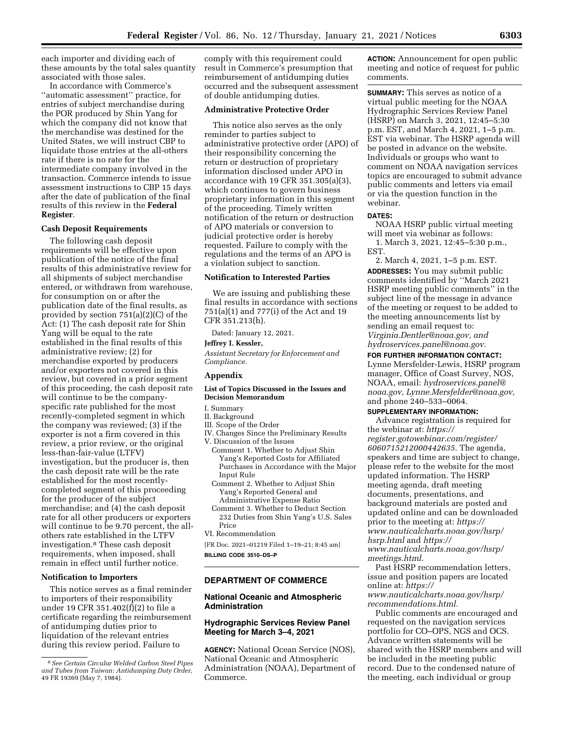each importer and dividing each of these amounts by the total sales quantity associated with those sales.

In accordance with Commerce's ''automatic assessment'' practice, for entries of subject merchandise during the POR produced by Shin Yang for which the company did not know that the merchandise was destined for the United States, we will instruct CBP to liquidate those entries at the all-others rate if there is no rate for the intermediate company involved in the transaction. Commerce intends to issue assessment instructions to CBP 15 days after the date of publication of the final results of this review in the **Federal Register**.

### Cash Deposit Requirements

The following cash deposit requirements will be effective upon publication of the notice of the final results of this administrative review for all shipments of subject merchandise entered, or withdrawn from warehouse, for consumption on or after the publication date of the final results, as provided by section 751(a)(2)(C) of the Act: (1) The cash deposit rate for Shin Yang will be equal to the rate established in the final results of this administrative review; (2) for merchandise exported by producers and/or exporters not covered in this review, but covered in a prior segment of this proceeding, the cash deposit rate will continue to be the company-specific rate published for the most recently-completed segment in which the company was reviewed; (3) if the exporter is not a firm covered in this review, a prior review, or the original less-than-fair-value (LTFV) investigation, but the producer is, then the cash deposit rate will be the rate established for the most recently-completed segment of this proceeding for the producer of the subject merchandise; and (4) the cash deposit rate for all other producers or exporters will continue to be 9.70 percent, the all-others rate established in the LTFV investigation.[8] These cash deposit requirements, when imposed, shall remain in effect until further notice.

### Notification to Importers

This notice serves as a final reminder to importers of their responsibility under 19 CFR 351.402(f)(2) to file a certificate regarding the reimbursement of antidumping duties prior to liquidation of the relevant entries during this review period. Failure to comply with this requirement could result in Commerce's presumption that reimbursement of antidumping duties occurred and the subsequent assessment of double antidumping duties.

[8] *See Certain Circular Welded Carbon Steel Pipes and Tubes from Taiwan: Antidumping Duty Order*, 49 FR 19369 (May 7, 1984).

### Administrative Protective Order

This notice also serves as the only reminder to parties subject to administrative protective order (APO) of their responsibility concerning the return or destruction of proprietary information disclosed under APO in accordance with 19 CFR 351.305(a)(3), which continues to govern business proprietary information in this segment of the proceeding. Timely written notification of the return or destruction of APO materials or conversion to judicial protective order is hereby requested. Failure to comply with the regulations and the terms of an APO is a violation subject to sanction.

### Notification to Interested Parties

We are issuing and publishing these final results in accordance with sections 751(a)(1) and 777(i) of the Act and 19 CFR 351.213(h).

Dated: January 12, 2021.

**Jeffrey I. Kessler,**

*Assistant Secretary for Enforcement and Compliance.*

### Appendix

#### List of Topics Discussed in the Issues and Decision Memorandum

I. Summary
II. Background
III. Scope of the Order
IV. Changes Since the Preliminary Results
V. Discussion of the Issues
  Comment 1. Whether to Adjust Shin Yang's Reported Costs for Affiliated Purchases in Accordance with the Major Input Rule
  Comment 2. Whether to Adjust Shin Yang's Reported General and Administrative Expense Ratio
  Comment 3. Whether to Deduct Section 232 Duties from Shin Yang's U.S. Sales Price
VI. Recommendation

[FR Doc. 2021–01219 Filed 1–19–21; 8:45 am]

**BILLING CODE 3510–DS–P**

## DEPARTMENT OF COMMERCE

### National Oceanic and Atmospheric Administration

### Hydrographic Services Review Panel Meeting for March 3–4, 2021

**AGENCY:** National Ocean Service (NOS), National Oceanic and Atmospheric Administration (NOAA), Department of Commerce.

**ACTION:** Announcement for open public meeting and notice of request for public comments.

**SUMMARY:** This serves as notice of a virtual public meeting for the NOAA Hydrographic Services Review Panel (HSRP) on March 3, 2021, 12:45–5:30 p.m. EST, and March 4, 2021, 1–5 p.m. EST via webinar. The HSRP agenda will be posted in advance on the website. Individuals or groups who want to comment on NOAA navigation services topics are encouraged to submit advance public comments and letters via email or via the question function in the webinar.

**DATES:**

NOAA HSRP public virtual meeting will meet via webinar as follows:

1. March 3, 2021, 12:45–5:30 p.m., EST.
2. March 4, 2021, 1–5 p.m. EST.

**ADDRESSES:** You may submit public comments identified by ''March 2021 HSRP meeting public comments'' in the subject line of the message in advance of the meeting or request to be added to the meeting announcements list by sending an email request to: *Virginia.Dentler@noaa.gov, and hydroservices.panel@noaa.gov.*

**FOR FURTHER INFORMATION CONTACT:** Lynne Mersfelder-Lewis, HSRP program manager, Office of Coast Survey, NOS, NOAA, email: *hydroservices.panel@noaa.gov, Lynne.Mersfelder@noaa.gov,* and phone 240–533–0064.

**SUPPLEMENTARY INFORMATION:**

Advance registration is required for the webinar at: *https://register.gotowebinar.com/register/6060715212000442635.* The agenda, speakers and time are subject to change, please refer to the website for the most updated information. The HSRP meeting agenda, draft meeting documents, presentations, and background materials are posted and updated online and can be downloaded prior to the meeting at: *https://www.nauticalcharts.noaa.gov/hsrp/hsrp.html* and *https://www.nauticalcharts.noaa.gov/hsrp/meetings.html.*

Past HSRP recommendation letters, issue and position papers are located online at: *https://www.nauticalcharts.noaa.gov/hsrp/recommendations.html.*

Public comments are encouraged and requested on the navigation services portfolio for CO–OPS, NGS and OCS. Advance written statements will be shared with the HSRP members and will be included in the meeting public record. Due to the condensed nature of the meeting, each individual or group